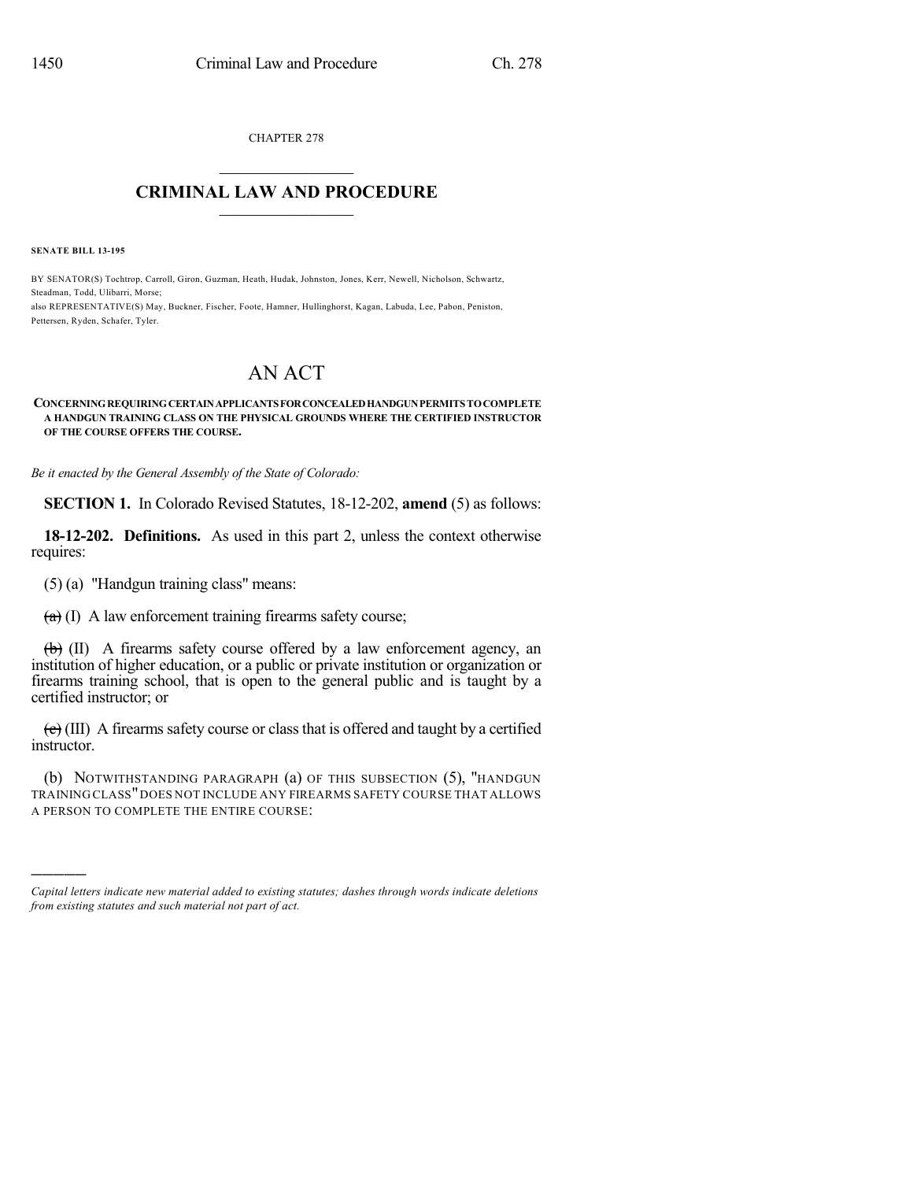CHAPTER 278

# CRIMINAL LAW AND PROCEDURE

**SENATE BILL 13-195**

BY SENATOR(S) Tochtrop, Carroll, Giron, Guzman, Heath, Hudak, Johnston, Jones, Kerr, Newell, Nicholson, Schwartz, Steadman, Todd, Ulibarri, Morse;
also REPRESENTATIVE(S) May, Buckner, Fischer, Foote, Hamner, Hullinghorst, Kagan, Labuda, Lee, Pabon, Peniston, Pettersen, Ryden, Schafer, Tyler.

# AN ACT

**CONCERNING REQUIRING CERTAIN APPLICANTS FOR CONCEALED HANDGUN PERMITS TO COMPLETE A HANDGUN TRAINING CLASS ON THE PHYSICAL GROUNDS WHERE THE CERTIFIED INSTRUCTOR OF THE COURSE OFFERS THE COURSE.**

*Be it enacted by the General Assembly of the State of Colorado:*

**SECTION 1.** In Colorado Revised Statutes, 18-12-202, **amend** (5) as follows:

**18-12-202. Definitions.** As used in this part 2, unless the context otherwise requires:

(5) (a) "Handgun training class" means:

~~(a)~~ (I) A law enforcement training firearms safety course;

~~(b)~~ (II) A firearms safety course offered by a law enforcement agency, an institution of higher education, or a public or private institution or organization or firearms training school, that is open to the general public and is taught by a certified instructor; or

~~(c)~~ (III) A firearms safety course or class that is offered and taught by a certified instructor.

(b) NOTWITHSTANDING PARAGRAPH (a) OF THIS SUBSECTION (5), "HANDGUN TRAINING CLASS" DOES NOT INCLUDE ANY FIREARMS SAFETY COURSE THAT ALLOWS A PERSON TO COMPLETE THE ENTIRE COURSE:

*Capital letters indicate new material added to existing statutes; dashes through words indicate deletions from existing statutes and such material not part of act.*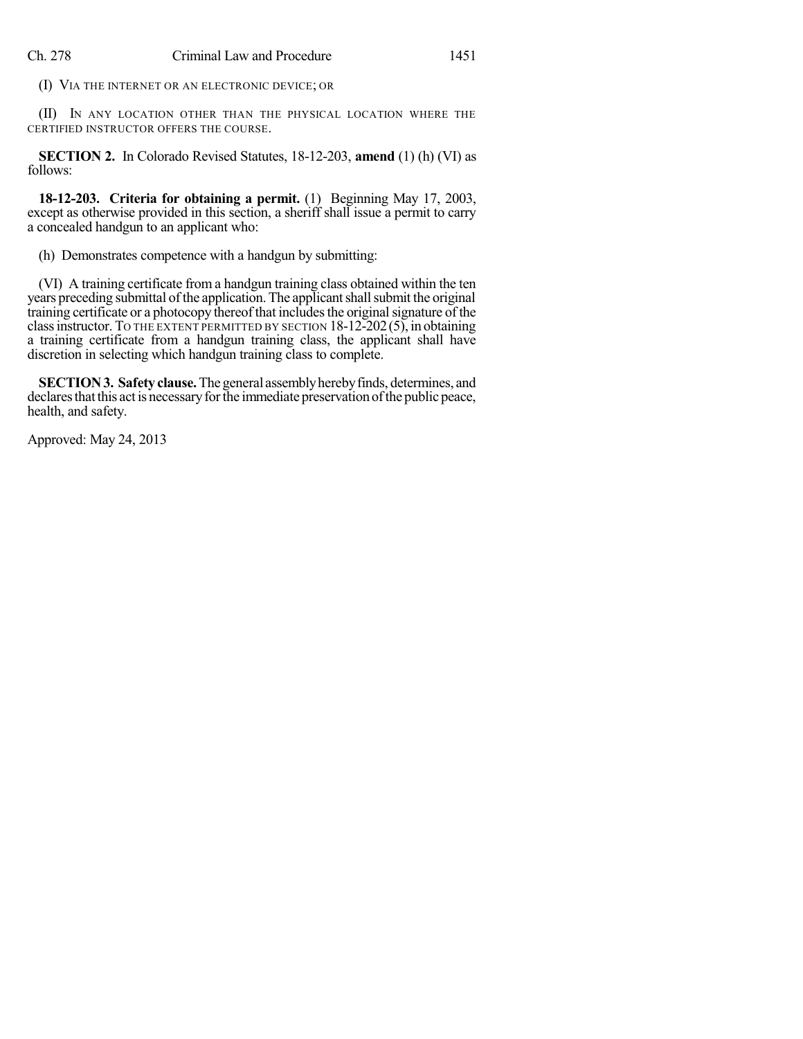(I) VIA THE INTERNET OR AN ELECTRONIC DEVICE; OR

(II) IN ANY LOCATION OTHER THAN THE PHYSICAL LOCATION WHERE THE CERTIFIED INSTRUCTOR OFFERS THE COURSE.

**SECTION 2.** In Colorado Revised Statutes, 18-12-203, **amend** (1) (h) (VI) as follows:

**18-12-203. Criteria for obtaining a permit.** (1) Beginning May 17, 2003, except as otherwise provided in this section, a sheriff shall issue a permit to carry a concealed handgun to an applicant who:

(h) Demonstrates competence with a handgun by submitting:

(VI) A training certificate from a handgun training class obtained within the ten years preceding submittal of the application. The applicant shall submit the original training certificate or a photocopy thereof that includes the original signature of the class instructor. TO THE EXTENT PERMITTED BY SECTION 18-12-202 (5), in obtaining a training certificate from a handgun training class, the applicant shall have discretion in selecting which handgun training class to complete.

**SECTION 3. Safety clause.** The general assembly hereby finds, determines, and declares that this act is necessary for the immediate preservation of the public peace, health, and safety.

Approved: May 24, 2013